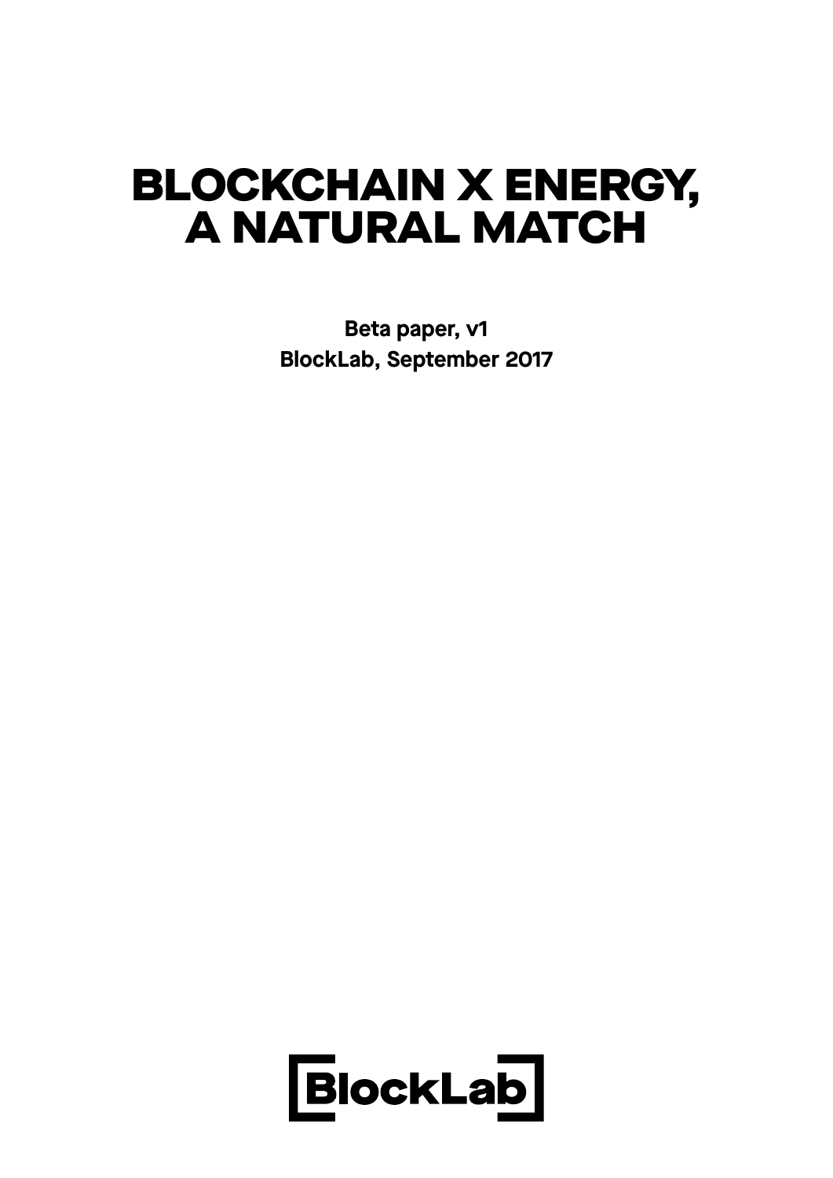# BLOCKCHAIN X ENERGY, A NATURAL MATCH

**Beta paper, v1**

**BlockLab, September 2017**

BlockLab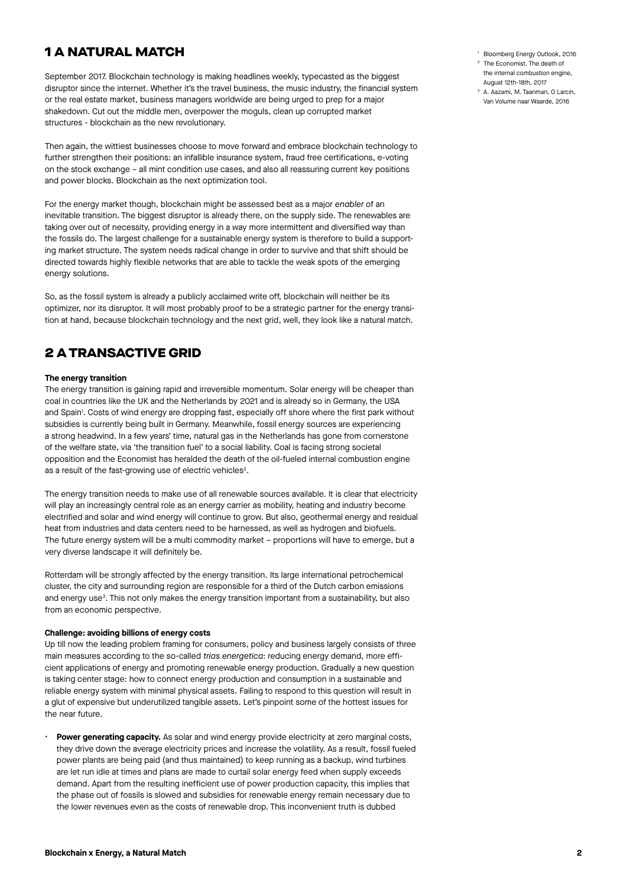# 1 A NATURAL MATCH

September 2017. Blockchain technology is making headlines weekly, typecasted as the biggest disruptor since the internet. Whether it's the travel business, the music industry, the financial system or the real estate market, business managers worldwide are being urged to prep for a major shakedown. Cut out the middle men, overpower the moguls, clean up corrupted market structures - blockchain as the new revolutionary.

Then again, the wittiest businesses choose to move forward and embrace blockchain technology to further strengthen their positions: an infallible insurance system, fraud free certifications, e-voting on the stock exchange – all mint condition use cases, and also all reassuring current key positions and power blocks. Blockchain as the next optimization tool.

For the energy market though, blockchain might be assessed best as a major *enabler* of an inevitable transition. The biggest disruptor is already there, on the supply side. The renewables are taking over out of necessity, providing energy in a way more intermittent and diversified way than the fossils do. The largest challenge for a sustainable energy system is therefore to build a supporting market structure. The system needs radical change in order to survive and that shift should be directed towards highly flexible networks that are able to tackle the weak spots of the emerging energy solutions.

So, as the fossil system is already a publicly acclaimed write off, blockchain will neither be its optimizer, nor its disruptor. It will most probably proof to be a strategic partner for the energy transition at hand, because blockchain technology and the next grid, well, they look like a natural match.

# 2 A TRANSACTIVE GRID

**The energy transition**

The energy transition is gaining rapid and irreversible momentum. Solar energy will be cheaper than coal in countries like the UK and the Netherlands by 2021 and is already so in Germany, the USA and Spain[1]. Costs of wind energy are dropping fast, especially off shore where the first park without subsidies is currently being built in Germany. Meanwhile, fossil energy sources are experiencing a strong headwind. In a few years' time, natural gas in the Netherlands has gone from cornerstone of the welfare state, via 'the transition fuel' to a social liability. Coal is facing strong societal opposition and the Economist has heralded the death of the oil-fueled internal combustion engine as a result of the fast-growing use of electric vehicles[2].

The energy transition needs to make use of all renewable sources available. It is clear that electricity will play an increasingly central role as an energy carrier as mobility, heating and industry become electrified and solar and wind energy will continue to grow. But also, geothermal energy and residual heat from industries and data centers need to be harnessed, as well as hydrogen and biofuels. The future energy system will be a multi commodity market – proportions will have to emerge, but a very diverse landscape it will definitely be.

Rotterdam will be strongly affected by the energy transition. Its large international petrochemical cluster, the city and surrounding region are responsible for a third of the Dutch carbon emissions and energy use[3]. This not only makes the energy transition important from a sustainability, but also from an economic perspective.

**Challenge: avoiding billions of energy costs**

Up till now the leading problem framing for consumers, policy and business largely consists of three main measures according to the so-called *trias energetica*: reducing energy demand, more efficient applications of energy and promoting renewable energy production. Gradually a new question is taking center stage: how to connect energy production and consumption in a sustainable and reliable energy system with minimal physical assets. Failing to respond to this question will result in a glut of expensive but underutilized tangible assets. Let's pinpoint some of the hottest issues for the near future.

- **Power generating capacity.** As solar and wind energy provide electricity at zero marginal costs, they drive down the average electricity prices and increase the volatility. As a result, fossil fueled power plants are being paid (and thus maintained) to keep running as a backup, wind turbines are let run idle at times and plans are made to curtail solar energy feed when supply exceeds demand. Apart from the resulting inefficient use of power production capacity, this implies that the phase out of fossils is slowed and subsidies for renewable energy remain necessary due to the lower revenues even as the costs of renewable drop. This inconvenient truth is dubbed

[1] Bloomberg Energy Outlook, 2016

[2] The Economist, The death of the internal combustion engine, August 12th-18th, 2017

[3] A. Aazami, M. Taanman, O Larcin, Van Volume naar Waarde, 2016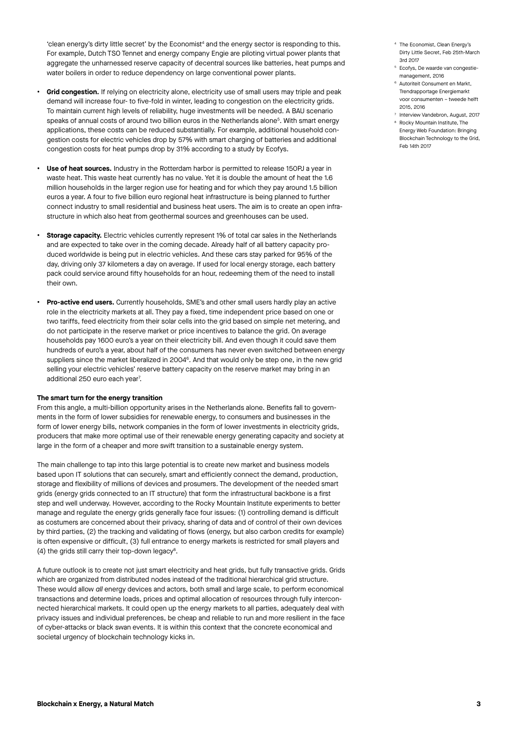'clean energy's dirty little secret' by the Economist[4] and the energy sector is responding to this. For example, Dutch TSO Tennet and energy company Engie are piloting virtual power plants that aggregate the unharnessed reserve capacity of decentral sources like batteries, heat pumps and water boilers in order to reduce dependency on large conventional power plants.

- **Grid congestion.** If relying on electricity alone, electricity use of small users may triple and peak demand will increase four- to five-fold in winter, leading to congestion on the electricity grids. To maintain current high levels of reliability, huge investments will be needed. A BAU scenario speaks of annual costs of around two billion euros in the Netherlands alone[5]. With smart energy applications, these costs can be reduced substantially. For example, additional household congestion costs for electric vehicles drop by 57% with smart charging of batteries and additional congestion costs for heat pumps drop by 31% according to a study by Ecofys.
- **Use of heat sources.** Industry in the Rotterdam harbor is permitted to release 150PJ a year in waste heat. This waste heat currently has no value. Yet it is double the amount of heat the 1.6 million households in the larger region use for heating and for which they pay around 1.5 billion euros a year. A four to five billion euro regional heat infrastructure is being planned to further connect industry to small residential and business heat users. The aim is to create an open infrastructure in which also heat from geothermal sources and greenhouses can be used.
- **Storage capacity.** Electric vehicles currently represent 1% of total car sales in the Netherlands and are expected to take over in the coming decade. Already half of all battery capacity produced worldwide is being put in electric vehicles. And these cars stay parked for 95% of the day, driving only 37 kilometers a day on average. If used for local energy storage, each battery pack could service around fifty households for an hour, redeeming them of the need to install their own.
- **Pro-active end users.** Currently households, SME's and other small users hardly play an active role in the electricity markets at all. They pay a fixed, time independent price based on one or two tariffs, feed electricity from their solar cells into the grid based on simple net metering, and do not participate in the reserve market or price incentives to balance the grid. On average households pay 1600 euro's a year on their electricity bill. And even though it could save them hundreds of euro's a year, about half of the consumers has never even switched between energy suppliers since the market liberalized in 2004[6]. And that would only be step one, in the new grid selling your electric vehicles' reserve battery capacity on the reserve market may bring in an additional 250 euro each year[7].

**The smart turn for the energy transition**

From this angle, a multi-billion opportunity arises in the Netherlands alone. Benefits fall to governments in the form of lower subsidies for renewable energy, to consumers and businesses in the form of lower energy bills, network companies in the form of lower investments in electricity grids, producers that make more optimal use of their renewable energy generating capacity and society at large in the form of a cheaper and more swift transition to a sustainable energy system.

The main challenge to tap into this large potential is to create new market and business models based upon IT solutions that can securely, smart and efficiently connect the demand, production, storage and flexibility of millions of devices and prosumers. The development of the needed smart grids (energy grids connected to an IT structure) that form the infrastructural backbone is a first step and well underway. However, according to the Rocky Mountain Institute experiments to better manage and regulate the energy grids generally face four issues: (1) controlling demand is difficult as costumers are concerned about their privacy, sharing of data and of control of their own devices by third parties, (2) the tracking and validating of flows (energy, but also carbon credits for example) is often expensive or difficult, (3) full entrance to energy markets is restricted for small players and (4) the grids still carry their top-down legacy[8].

A future outlook is to create not just smart electricity and heat grids, but fully transactive grids. Grids which are organized from distributed nodes instead of the traditional hierarchical grid structure. These would allow *all* energy devices and actors, both small and large scale, to perform economical transactions and determine loads, prices and optimal allocation of resources through fully interconnected hierarchical markets. It could open up the energy markets to all parties, adequately deal with privacy issues and individual preferences, be cheap and reliable to run and more resilient in the face of cyber-attacks or black swan events. It is within this context that the concrete economical and societal urgency of blockchain technology kicks in.

[4] The Economist, Clean Energy's Dirty Little Secret, Feb 25th-March 3rd 2017

[5] Ecofys, De waarde van congestiemanagement, 2016

[6] Autoriteit Consument en Markt, Trendrapportage Energiemarkt voor consumenten – tweede helft 2015, 2016

[7] Interview Vandebron, August, 2017

[8] Rocky Mountain Institute, The Energy Web Foundation: Bringing Blockchain Technology to the Grid, Feb 14th 2017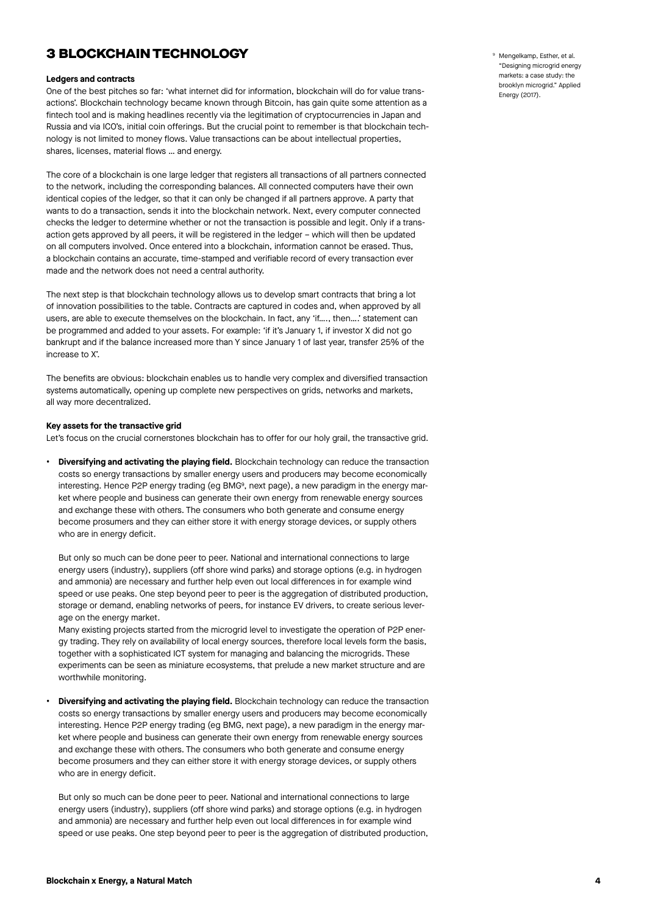# 3 BLOCKCHAIN TECHNOLOGY

**Ledgers and contracts**

One of the best pitches so far: 'what internet did for information, blockchain will do for value transactions'. Blockchain technology became known through Bitcoin, has gain quite some attention as a fintech tool and is making headlines recently via the legitimation of cryptocurrencies in Japan and Russia and via ICO's, initial coin offerings. But the crucial point to remember is that blockchain technology is not limited to money flows. Value transactions can be about intellectual properties, shares, licenses, material flows ... and energy.

The core of a blockchain is one large ledger that registers all transactions of all partners connected to the network, including the corresponding balances. All connected computers have their own identical copies of the ledger, so that it can only be changed if all partners approve. A party that wants to do a transaction, sends it into the blockchain network. Next, every computer connected checks the ledger to determine whether or not the transaction is possible and legit. Only if a transaction gets approved by all peers, it will be registered in the ledger – which will then be updated on all computers involved. Once entered into a blockchain, information cannot be erased. Thus, a blockchain contains an accurate, time-stamped and verifiable record of every transaction ever made and the network does not need a central authority.

The next step is that blockchain technology allows us to develop smart contracts that bring a lot of innovation possibilities to the table. Contracts are captured in codes and, when approved by all users, are able to execute themselves on the blockchain. In fact, any 'if…., then….' statement can be programmed and added to your assets. For example: 'if it's January 1, if investor X did not go bankrupt and if the balance increased more than Y since January 1 of last year, transfer 25% of the increase to X'.

The benefits are obvious: blockchain enables us to handle very complex and diversified transaction systems automatically, opening up complete new perspectives on grids, networks and markets, all way more decentralized.

**Key assets for the transactive grid**

Let's focus on the crucial cornerstones blockchain has to offer for our holy grail, the transactive grid.

- **Diversifying and activating the playing field.** Blockchain technology can reduce the transaction costs so energy transactions by smaller energy users and producers may become economically interesting. Hence P2P energy trading (eg BMG[9], next page), a new paradigm in the energy market where people and business can generate their own energy from renewable energy sources and exchange these with others. The consumers who both generate and consume energy become prosumers and they can either store it with energy storage devices, or supply others who are in energy deficit.

  But only so much can be done peer to peer. National and international connections to large energy users (industry), suppliers (off shore wind parks) and storage options (e.g. in hydrogen and ammonia) are necessary and further help even out local differences in for example wind speed or use peaks. One step beyond peer to peer is the aggregation of distributed production, storage or demand, enabling networks of peers, for instance EV drivers, to create serious leverage on the energy market.

  Many existing projects started from the microgrid level to investigate the operation of P2P energy trading. They rely on availability of local energy sources, therefore local levels form the basis, together with a sophisticated ICT system for managing and balancing the microgrids. These experiments can be seen as miniature ecosystems, that prelude a new market structure and are worthwhile monitoring.

- **Diversifying and activating the playing field.** Blockchain technology can reduce the transaction costs so energy transactions by smaller energy users and producers may become economically interesting. Hence P2P energy trading (eg BMG, next page), a new paradigm in the energy market where people and business can generate their own energy from renewable energy sources and exchange these with others. The consumers who both generate and consume energy become prosumers and they can either store it with energy storage devices, or supply others who are in energy deficit.

  But only so much can be done peer to peer. National and international connections to large energy users (industry), suppliers (off shore wind parks) and storage options (e.g. in hydrogen and ammonia) are necessary and further help even out local differences in for example wind speed or use peaks. One step beyond peer to peer is the aggregation of distributed production,

[9] Mengelkamp, Esther, et al. "Designing microgrid energy markets: a case study: the brooklyn microgrid." Applied Energy (2017).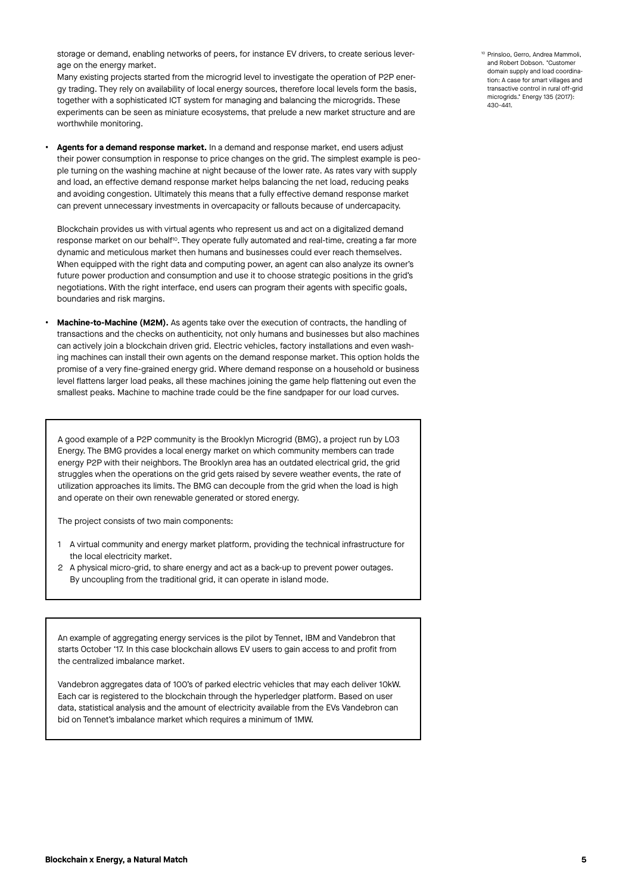storage or demand, enabling networks of peers, for instance EV drivers, to create serious leverage on the energy market.

Many existing projects started from the microgrid level to investigate the operation of P2P energy trading. They rely on availability of local energy sources, therefore local levels form the basis, together with a sophisticated ICT system for managing and balancing the microgrids. These experiments can be seen as miniature ecosystems, that prelude a new market structure and are worthwhile monitoring.

- **Agents for a demand response market.** In a demand and response market, end users adjust their power consumption in response to price changes on the grid. The simplest example is people turning on the washing machine at night because of the lower rate. As rates vary with supply and load, an effective demand response market helps balancing the net load, reducing peaks and avoiding congestion. Ultimately this means that a fully effective demand response market can prevent unnecessary investments in overcapacity or fallouts because of undercapacity.

  Blockchain provides us with virtual agents who represent us and act on a digitalized demand response market on our behalf[10]. They operate fully automated and real-time, creating a far more dynamic and meticulous market then humans and businesses could ever reach themselves. When equipped with the right data and computing power, an agent can also analyze its owner's future power production and consumption and use it to choose strategic positions in the grid's negotiations. With the right interface, end users can program their agents with specific goals, boundaries and risk margins.

- **Machine-to-Machine (M2M).** As agents take over the execution of contracts, the handling of transactions and the checks on authenticity, not only humans and businesses but also machines can actively join a blockchain driven grid. Electric vehicles, factory installations and even washing machines can install their own agents on the demand response market. This option holds the promise of a very fine-grained energy grid. Where demand response on a household or business level flattens larger load peaks, all these machines joining the game help flattening out even the smallest peaks. Machine to machine trade could be the fine sandpaper for our load curves.

[10] Prinsloo, Gerro, Andrea Mammoli, and Robert Dobson. "Customer domain supply and load coordination: A case for smart villages and transactive control in rural off-grid microgrids." Energy 135 (2017): 430-441.

---

A good example of a P2P community is the Brooklyn Microgrid (BMG), a project run by LO3 Energy. The BMG provides a local energy market on which community members can trade energy P2P with their neighbors. The Brooklyn area has an outdated electrical grid, the grid struggles when the operations on the grid gets raised by severe weather events, the rate of utilization approaches its limits. The BMG can decouple from the grid when the load is high and operate on their own renewable generated or stored energy.

The project consists of two main components:

1. A virtual community and energy market platform, providing the technical infrastructure for the local electricity market.
2. A physical micro-grid, to share energy and act as a back-up to prevent power outages. By uncoupling from the traditional grid, it can operate in island mode.

---

An example of aggregating energy services is the pilot by Tennet, IBM and Vandebron that starts October '17. In this case blockchain allows EV users to gain access to and profit from the centralized imbalance market.

Vandebron aggregates data of 100's of parked electric vehicles that may each deliver 10kW. Each car is registered to the blockchain through the hyperledger platform. Based on user data, statistical analysis and the amount of electricity available from the EVs Vandebron can bid on Tennet's imbalance market which requires a minimum of 1MW.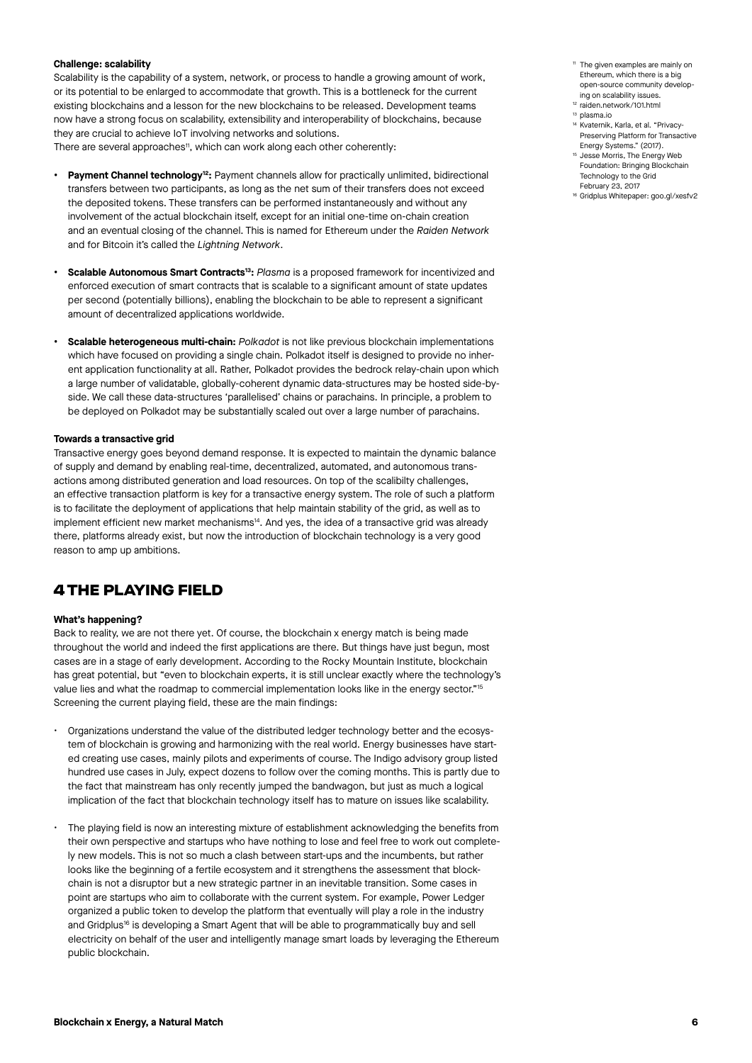**Challenge: scalability**

Scalability is the capability of a system, network, or process to handle a growing amount of work, or its potential to be enlarged to accommodate that growth. This is a bottleneck for the current existing blockchains and a lesson for the new blockchains to be released. Development teams now have a strong focus on scalability, extensibility and interoperability of blockchains, because they are crucial to achieve IoT involving networks and solutions.
There are several approaches[11], which can work along each other coherently:

- **Payment Channel technology[12]:** Payment channels allow for practically unlimited, bidirectional transfers between two participants, as long as the net sum of their transfers does not exceed the deposited tokens. These transfers can be performed instantaneously and without any involvement of the actual blockchain itself, except for an initial one-time on-chain creation and an eventual closing of the channel. This is named for Ethereum under the *Raiden Network* and for Bitcoin it's called the *Lightning Network*.

- **Scalable Autonomous Smart Contracts[13]:** *Plasma* is a proposed framework for incentivized and enforced execution of smart contracts that is scalable to a significant amount of state updates per second (potentially billions), enabling the blockchain to be able to represent a significant amount of decentralized applications worldwide.

- **Scalable heterogeneous multi-chain:** *Polkadot* is not like previous blockchain implementations which have focused on providing a single chain. Polkadot itself is designed to provide no inherent application functionality at all. Rather, Polkadot provides the bedrock relay-chain upon which a large number of validatable, globally-coherent dynamic data-structures may be hosted side-by-side. We call these data-structures 'parallelised' chains or parachains. In principle, a problem to be deployed on Polkadot may be substantially scaled out over a large number of parachains.

**Towards a transactive grid**

Transactive energy goes beyond demand response. It is expected to maintain the dynamic balance of supply and demand by enabling real-time, decentralized, automated, and autonomous transactions among distributed generation and load resources. On top of the scalibilty challenges, an effective transaction platform is key for a transactive energy system. The role of such a platform is to facilitate the deployment of applications that help maintain stability of the grid, as well as to implement efficient new market mechanisms[14]. And yes, the idea of a transactive grid was already there, platforms already exist, but now the introduction of blockchain technology is a very good reason to amp up ambitions.

## 4 THE PLAYING FIELD

**What's happening?**

Back to reality, we are not there yet. Of course, the blockchain x energy match is being made throughout the world and indeed the first applications are there. But things have just begun, most cases are in a stage of early development. According to the Rocky Mountain Institute, blockchain has great potential, but "even to blockchain experts, it is still unclear exactly where the technology's value lies and what the roadmap to commercial implementation looks like in the energy sector."[15]
Screening the current playing field, these are the main findings:

- Organizations understand the value of the distributed ledger technology better and the ecosystem of blockchain is growing and harmonizing with the real world. Energy businesses have started creating use cases, mainly pilots and experiments of course. The Indigo advisory group listed hundred use cases in July, expect dozens to follow over the coming months. This is partly due to the fact that mainstream has only recently jumped the bandwagon, but just as much a logical implication of the fact that blockchain technology itself has to mature on issues like scalability.

- The playing field is now an interesting mixture of establishment acknowledging the benefits from their own perspective and startups who have nothing to lose and feel free to work out completely new models. This is not so much a clash between start-ups and the incumbents, but rather looks like the beginning of a fertile ecosystem and it strengthens the assessment that blockchain is not a disruptor but a new strategic partner in an inevitable transition. Some cases in point are startups who aim to collaborate with the current system. For example, Power Ledger organized a public token to develop the platform that eventually will play a role in the industry and Gridplus[16] is developing a Smart Agent that will be able to programmatically buy and sell electricity on behalf of the user and intelligently manage smart loads by leveraging the Ethereum public blockchain.

---

[11] The given examples are mainly on Ethereum, which there is a big open-source community developing on scalability issues.
[12] raiden.network/101.html
[13] plasma.io
[14] Kvaternik, Karla, et al. "Privacy-Preserving Platform for Transactive Energy Systems." (2017).
[15] Jesse Morris, The Energy Web Foundation: Bringing Blockchain Technology to the Grid February 23, 2017
[16] Gridplus Whitepaper: goo.gl/xesfv2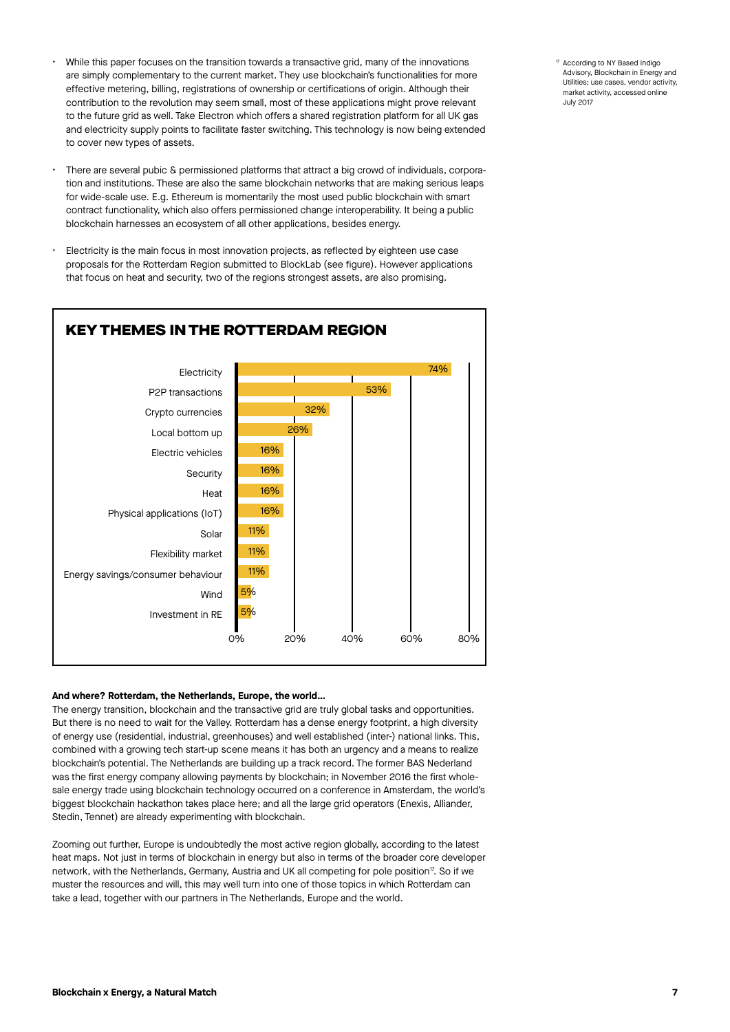- While this paper focuses on the transition towards a transactive grid, many of the innovations are simply complementary to the current market. They use blockchain's functionalities for more effective metering, billing, registrations of ownership or certifications of origin. Although their contribution to the revolution may seem small, most of these applications might prove relevant to the future grid as well. Take Electron which offers a shared registration platform for all UK gas and electricity supply points to facilitate faster switching. This technology is now being extended to cover new types of assets.

- There are several pubic & permissioned platforms that attract a big crowd of individuals, corporation and institutions. These are also the same blockchain networks that are making serious leaps for wide-scale use. E.g. Ethereum is momentarily the most used public blockchain with smart contract functionality, which also offers permissioned change interoperability. It being a public blockchain harnesses an ecosystem of all other applications, besides energy.

- Electricity is the main focus in most innovation projects, as reflected by eighteen use case proposals for the Rotterdam Region submitted to BlockLab (see figure). However applications that focus on heat and security, two of the regions strongest assets, are also promising.

## KEY THEMES IN THE ROTTERDAM REGION

Electricity 74%
P2P transactions 53%
Crypto currencies 32%
Local bottom up 26%
Electric vehicles 16%
Security 16%
Heat 16%
Physical applications (IoT) 16%
Solar 11%
Flexibility market 11%
Energy savings/consumer behaviour 11%
Wind 5%
Investment in RE 5%

0% 20% 40% 60% 80%

**And where? Rotterdam, the Netherlands, Europe, the world...**

The energy transition, blockchain and the transactive grid are truly global tasks and opportunities. But there is no need to wait for the Valley. Rotterdam has a dense energy footprint, a high diversity of energy use (residential, industrial, greenhouses) and well established (inter-) national links. This, combined with a growing tech start-up scene means it has both an urgency and a means to realize blockchain's potential. The Netherlands are building up a track record. The former BAS Nederland was the first energy company allowing payments by blockchain; in November 2016 the first wholesale energy trade using blockchain technology occurred on a conference in Amsterdam, the world's biggest blockchain hackathon takes place here; and all the large grid operators (Enexis, Alliander, Stedin, Tennet) are already experimenting with blockchain.

Zooming out further, Europe is undoubtedly the most active region globally, according to the latest heat maps. Not just in terms of blockchain in energy but also in terms of the broader core developer network, with the Netherlands, Germany, Austria and UK all competing for pole position[17]. So if we muster the resources and will, this may well turn into one of those topics in which Rotterdam can take a lead, together with our partners in The Netherlands, Europe and the world.

[17] According to NY Based Indigo Advisory, Blockchain in Energy and Utilities; use cases, vendor activity, market activity, accessed online July 2017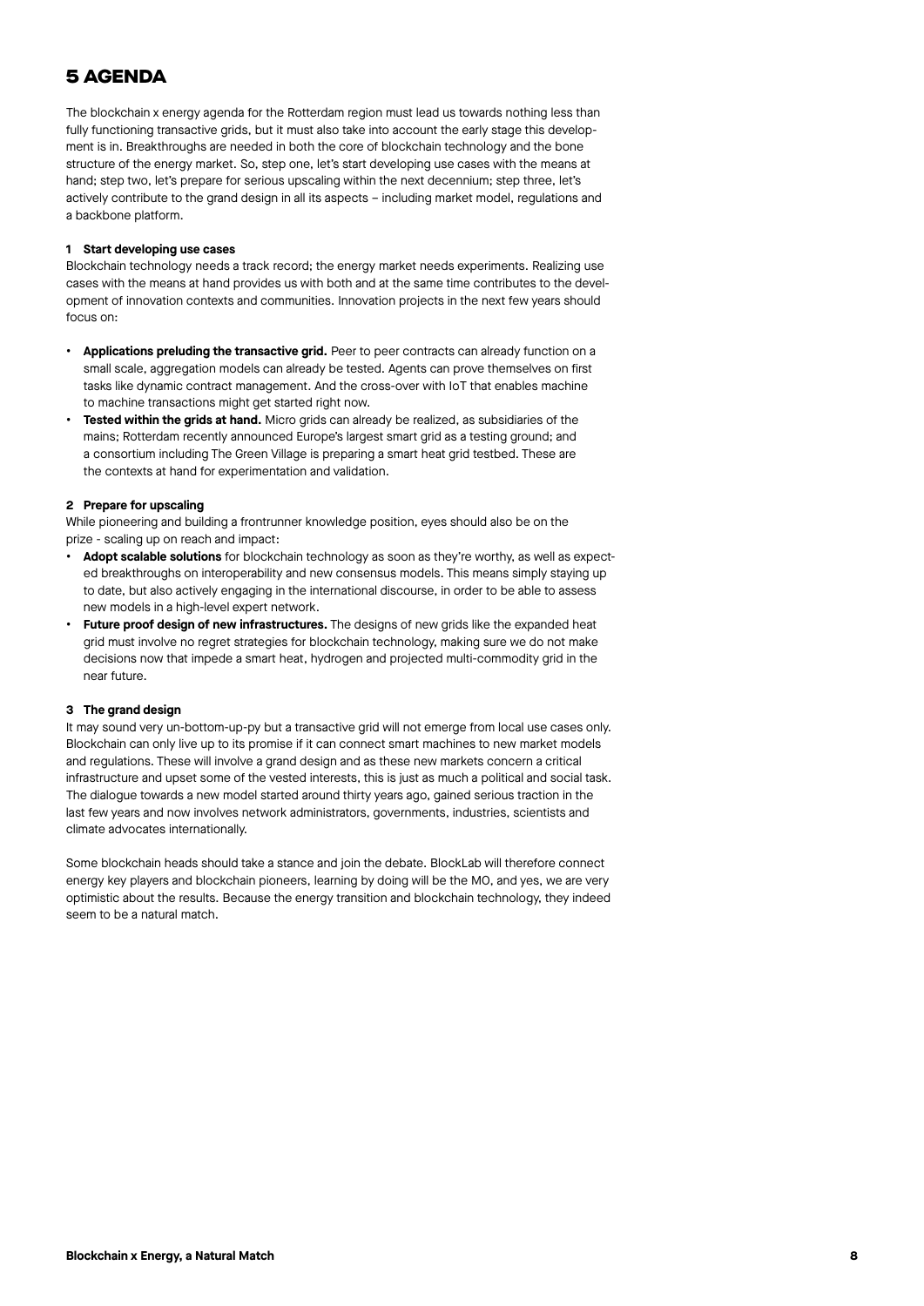# 5 AGENDA

The blockchain x energy agenda for the Rotterdam region must lead us towards nothing less than fully functioning transactive grids, but it must also take into account the early stage this development is in. Breakthroughs are needed in both the core of blockchain technology and the bone structure of the energy market. So, step one, let's start developing use cases with the means at hand; step two, let's prepare for serious upscaling within the next decennium; step three, let's actively contribute to the grand design in all its aspects – including market model, regulations and a backbone platform.

### 1 Start developing use cases

Blockchain technology needs a track record; the energy market needs experiments. Realizing use cases with the means at hand provides us with both and at the same time contributes to the development of innovation contexts and communities. Innovation projects in the next few years should focus on:

- **Applications preluding the transactive grid.** Peer to peer contracts can already function on a small scale, aggregation models can already be tested. Agents can prove themselves on first tasks like dynamic contract management. And the cross-over with IoT that enables machine to machine transactions might get started right now.
- **Tested within the grids at hand.** Micro grids can already be realized, as subsidiaries of the mains; Rotterdam recently announced Europe's largest smart grid as a testing ground; and a consortium including The Green Village is preparing a smart heat grid testbed. These are the contexts at hand for experimentation and validation.

### 2 Prepare for upscaling

While pioneering and building a frontrunner knowledge position, eyes should also be on the prize - scaling up on reach and impact:

- **Adopt scalable solutions** for blockchain technology as soon as they're worthy, as well as expected breakthroughs on interoperability and new consensus models. This means simply staying up to date, but also actively engaging in the international discourse, in order to be able to assess new models in a high-level expert network.
- **Future proof design of new infrastructures.** The designs of new grids like the expanded heat grid must involve no regret strategies for blockchain technology, making sure we do not make decisions now that impede a smart heat, hydrogen and projected multi-commodity grid in the near future.

### 3 The grand design

It may sound very un-bottom-up-py but a transactive grid will not emerge from local use cases only. Blockchain can only live up to its promise if it can connect smart machines to new market models and regulations. These will involve a grand design and as these new markets concern a critical infrastructure and upset some of the vested interests, this is just as much a political and social task. The dialogue towards a new model started around thirty years ago, gained serious traction in the last few years and now involves network administrators, governments, industries, scientists and climate advocates internationally.

Some blockchain heads should take a stance and join the debate. BlockLab will therefore connect energy key players and blockchain pioneers, learning by doing will be the MO, and yes, we are very optimistic about the results. Because the energy transition and blockchain technology, they indeed seem to be a natural match.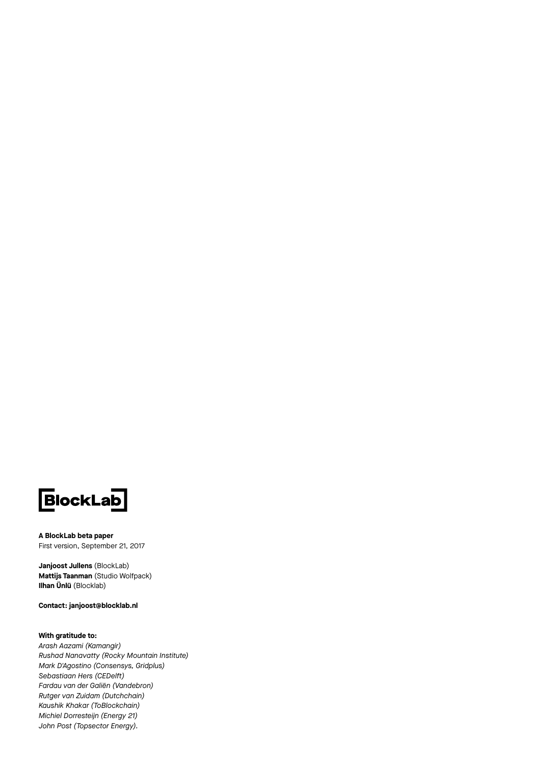**BlockLab**

**A BlockLab beta paper**
First version, September 21, 2017

**Janjoost Jullens** (BlockLab)
**Mattijs Taanman** (Studio Wolfpack)
**Ilhan Ünlü** (Blocklab)

**Contact: janjoost@blocklab.nl**

**With gratitude to:**
*Arash Aazami (Kamangir)*
*Rushad Nanavatty (Rocky Mountain Institute)*
*Mark D'Agostino (Consensys, Gridplus)*
*Sebastiaan Hers (CEDelft)*
*Fardau van der Galiën (Vandebron)*
*Rutger van Zuidam (Dutchchain)*
*Kaushik Khakar (ToBlockchain)*
*Michiel Dorresteijn (Energy 21)*
*John Post (Topsector Energy).*